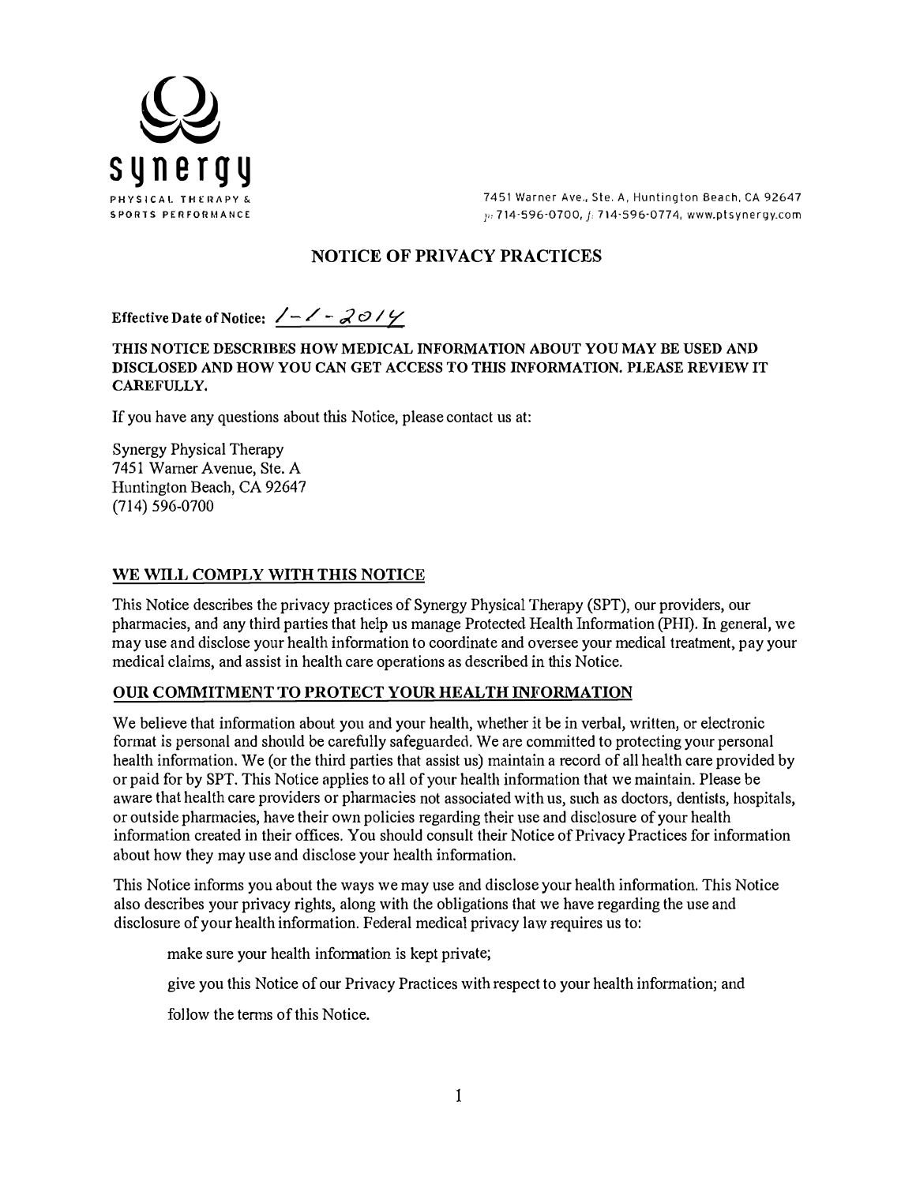**synergy**
PHYSICAL THERAPY & SPORTS PERFORMANCE

7451 Warner Ave., Ste. A, Huntington Beach, CA 92647
p: 714-596-0700, f: 714-596-0774, www.ptsynergy.com

# NOTICE OF PRIVACY PRACTICES

**Effective Date of Notice:** 1-1-2014

**THIS NOTICE DESCRIBES HOW MEDICAL INFORMATION ABOUT YOU MAY BE USED AND DISCLOSED AND HOW YOU CAN GET ACCESS TO THIS INFORMATION. PLEASE REVIEW IT CAREFULLY.**

If you have any questions about this Notice, please contact us at:

Synergy Physical Therapy
7451 Warner Avenue, Ste. A
Huntington Beach, CA 92647
(714) 596-0700

## WE WILL COMPLY WITH THIS NOTICE

This Notice describes the privacy practices of Synergy Physical Therapy (SPT), our providers, our pharmacies, and any third parties that help us manage Protected Health Information (PHI). In general, we may use and disclose your health information to coordinate and oversee your medical treatment, pay your medical claims, and assist in health care operations as described in this Notice.

## OUR COMMITMENT TO PROTECT YOUR HEALTH INFORMATION

We believe that information about you and your health, whether it be in verbal, written, or electronic format is personal and should be carefully safeguarded. We are committed to protecting your personal health information. We (or the third parties that assist us) maintain a record of all health care provided by or paid for by SPT. This Notice applies to all of your health information that we maintain. Please be aware that health care providers or pharmacies not associated with us, such as doctors, dentists, hospitals, or outside pharmacies, have their own policies regarding their use and disclosure of your health information created in their offices. You should consult their Notice of Privacy Practices for information about how they may use and disclose your health information.

This Notice informs you about the ways we may use and disclose your health information. This Notice also describes your privacy rights, along with the obligations that we have regarding the use and disclosure of your health information. Federal medical privacy law requires us to:

make sure your health information is kept private;

give you this Notice of our Privacy Practices with respect to your health information; and

follow the terms of this Notice.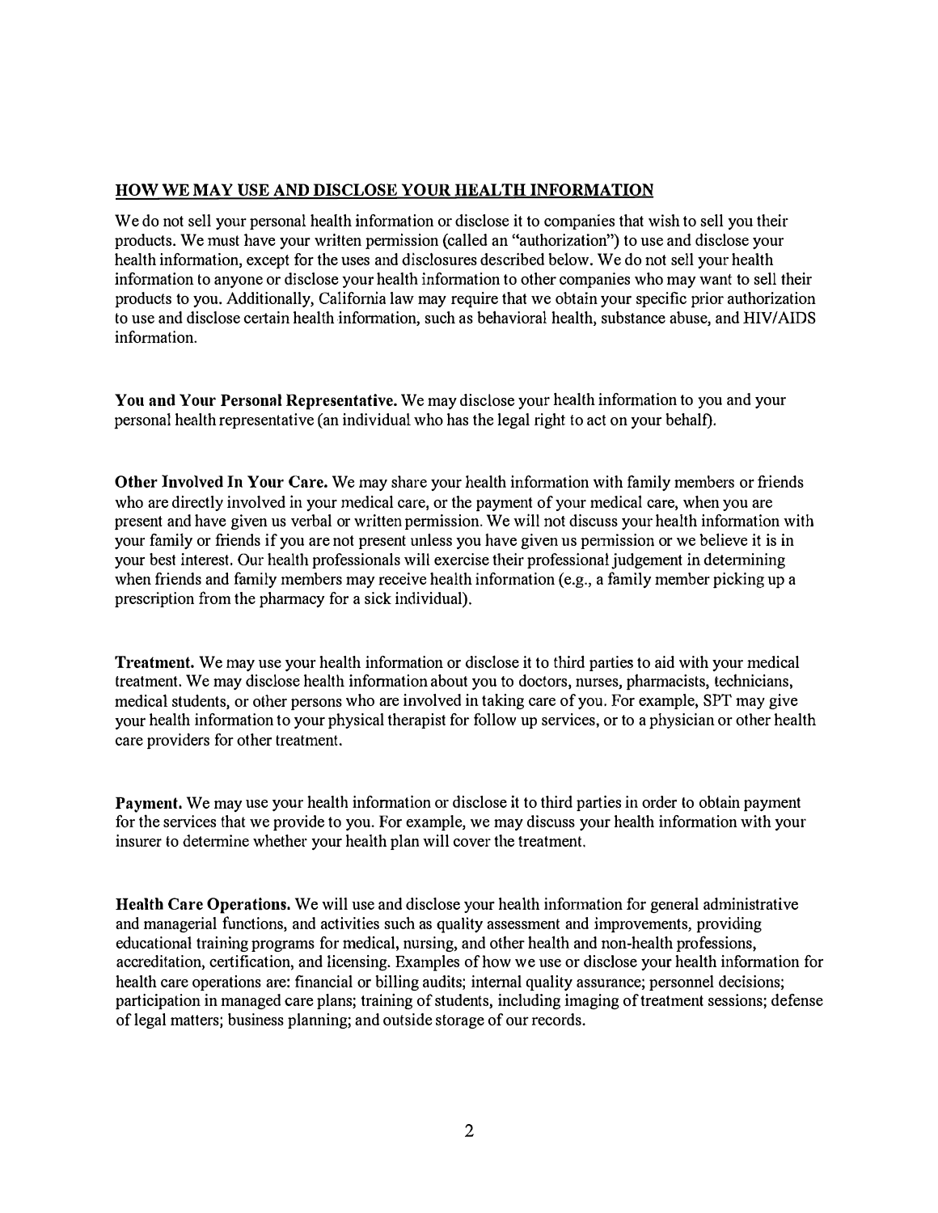## HOW WE MAY USE AND DISCLOSE YOUR HEALTH INFORMATION

We do not sell your personal health information or disclose it to companies that wish to sell you their products. We must have your written permission (called an "authorization") to use and disclose your health information, except for the uses and disclosures described below. We do not sell your health information to anyone or disclose your health information to other companies who may want to sell their products to you. Additionally, California law may require that we obtain your specific prior authorization to use and disclose certain health information, such as behavioral health, substance abuse, and HIV/AIDS information.

**You and Your Personal Representative.** We may disclose your health information to you and your personal health representative (an individual who has the legal right to act on your behalf).

**Other Involved In Your Care.** We may share your health information with family members or friends who are directly involved in your medical care, or the payment of your medical care, when you are present and have given us verbal or written permission. We will not discuss your health information with your family or friends if you are not present unless you have given us permission or we believe it is in your best interest. Our health professionals will exercise their professional judgement in determining when friends and family members may receive health information (e.g., a family member picking up a prescription from the pharmacy for a sick individual).

**Treatment.** We may use your health information or disclose it to third parties to aid with your medical treatment. We may disclose health information about you to doctors, nurses, pharmacists, technicians, medical students, or other persons who are involved in taking care of you. For example, SPT may give your health information to your physical therapist for follow up services, or to a physician or other health care providers for other treatment.

**Payment.** We may use your health information or disclose it to third parties in order to obtain payment for the services that we provide to you. For example, we may discuss your health information with your insurer to determine whether your health plan will cover the treatment.

**Health Care Operations.** We will use and disclose your health information for general administrative and managerial functions, and activities such as quality assessment and improvements, providing educational training programs for medical, nursing, and other health and non-health professions, accreditation, certification, and licensing. Examples of how we use or disclose your health information for health care operations are: financial or billing audits; internal quality assurance; personnel decisions; participation in managed care plans; training of students, including imaging of treatment sessions; defense of legal matters; business planning; and outside storage of our records.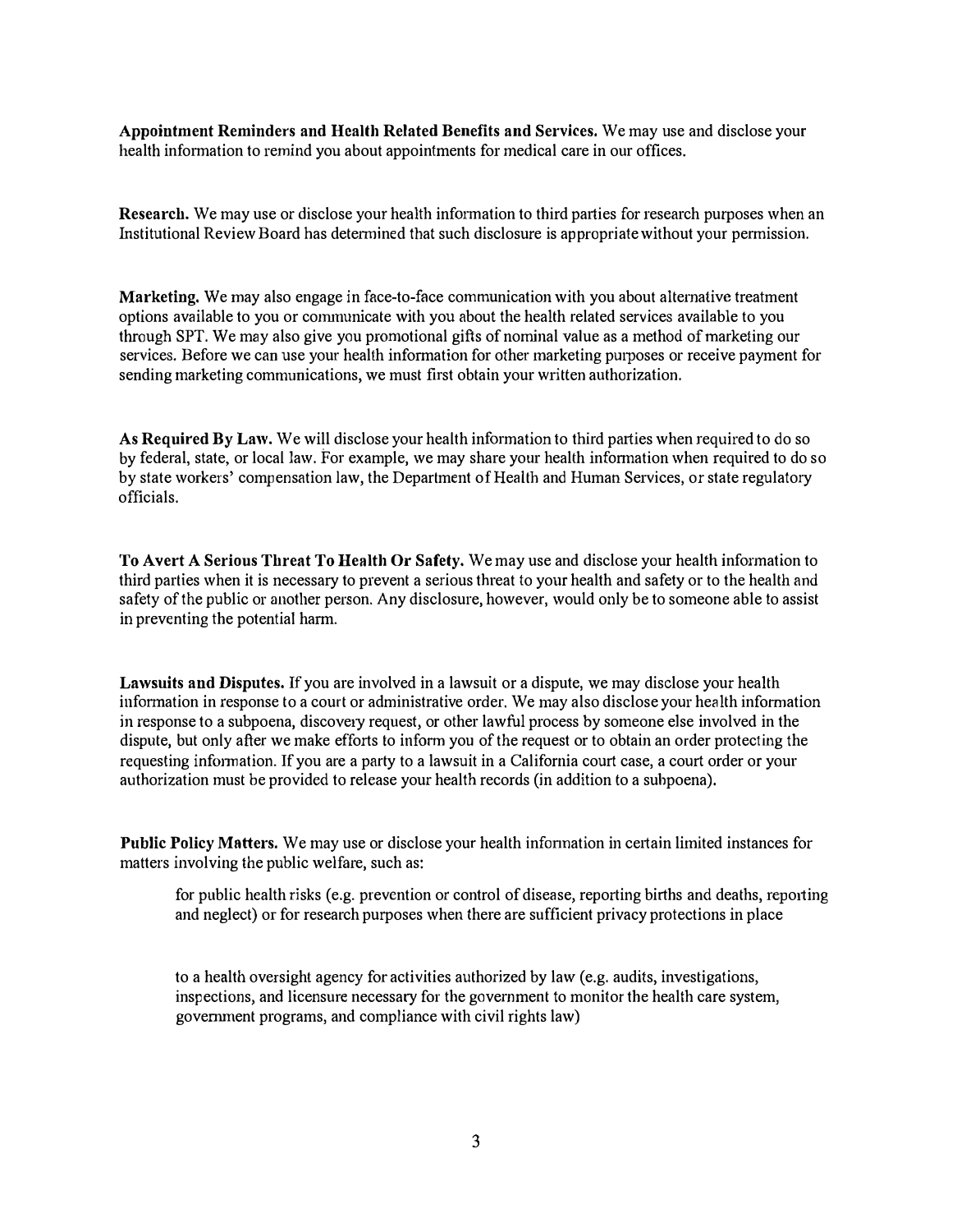**Appointment Reminders and Health Related Benefits and Services.** We may use and disclose your health information to remind you about appointments for medical care in our offices.

**Research.** We may use or disclose your health information to third parties for research purposes when an Institutional Review Board has determined that such disclosure is appropriate without your permission.

**Marketing.** We may also engage in face-to-face communication with you about alternative treatment options available to you or communicate with you about the health related services available to you through SPT. We may also give you promotional gifts of nominal value as a method of marketing our services. Before we can use your health information for other marketing purposes or receive payment for sending marketing communications, we must first obtain your written authorization.

**As Required By Law.** We will disclose your health information to third parties when required to do so by federal, state, or local law. For example, we may share your health information when required to do so by state workers' compensation law, the Department of Health and Human Services, or state regulatory officials.

**To Avert A Serious Threat To Health Or Safety.** We may use and disclose your health information to third parties when it is necessary to prevent a serious threat to your health and safety or to the health and safety of the public or another person. Any disclosure, however, would only be to someone able to assist in preventing the potential harm.

**Lawsuits and Disputes.** If you are involved in a lawsuit or a dispute, we may disclose your health information in response to a court or administrative order. We may also disclose your health information in response to a subpoena, discovery request, or other lawful process by someone else involved in the dispute, but only after we make efforts to inform you of the request or to obtain an order protecting the requesting information. If you are a party to a lawsuit in a California court case, a court order or your authorization must be provided to release your health records (in addition to a subpoena).

**Public Policy Matters.** We may use or disclose your health information in certain limited instances for matters involving the public welfare, such as:

> for public health risks (e.g. prevention or control of disease, reporting births and deaths, reporting and neglect) or for research purposes when there are sufficient privacy protections in place
>
> to a health oversight agency for activities authorized by law (e.g. audits, investigations, inspections, and licensure necessary for the government to monitor the health care system, government programs, and compliance with civil rights law)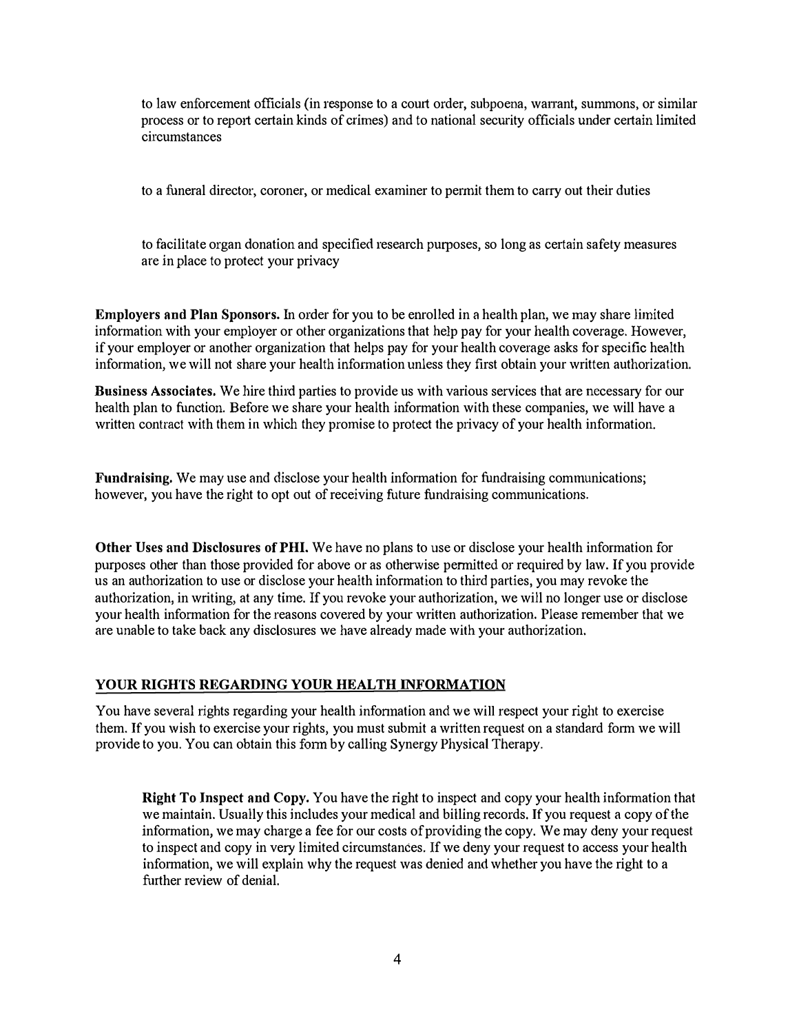to law enforcement officials (in response to a court order, subpoena, warrant, summons, or similar process or to report certain kinds of crimes) and to national security officials under certain limited circumstances

to a funeral director, coroner, or medical examiner to permit them to carry out their duties

to facilitate organ donation and specified research purposes, so long as certain safety measures are in place to protect your privacy

**Employers and Plan Sponsors.** In order for you to be enrolled in a health plan, we may share limited information with your employer or other organizations that help pay for your health coverage. However, if your employer or another organization that helps pay for your health coverage asks for specific health information, we will not share your health information unless they first obtain your written authorization.

**Business Associates.** We hire third parties to provide us with various services that are necessary for our health plan to function. Before we share your health information with these companies, we will have a written contract with them in which they promise to protect the privacy of your health information.

**Fundraising.** We may use and disclose your health information for fundraising communications; however, you have the right to opt out of receiving future fundraising communications.

**Other Uses and Disclosures of PHI.** We have no plans to use or disclose your health information for purposes other than those provided for above or as otherwise permitted or required by law. If you provide us an authorization to use or disclose your health information to third parties, you may revoke the authorization, in writing, at any time. If you revoke your authorization, we will no longer use or disclose your health information for the reasons covered by your written authorization. Please remember that we are unable to take back any disclosures we have already made with your authorization.

## YOUR RIGHTS REGARDING YOUR HEALTH INFORMATION

You have several rights regarding your health information and we will respect your right to exercise them. If you wish to exercise your rights, you must submit a written request on a standard form we will provide to you. You can obtain this form by calling Synergy Physical Therapy.

**Right To Inspect and Copy.** You have the right to inspect and copy your health information that we maintain. Usually this includes your medical and billing records. If you request a copy of the information, we may charge a fee for our costs of providing the copy. We may deny your request to inspect and copy in very limited circumstances. If we deny your request to access your health information, we will explain why the request was denied and whether you have the right to a further review of denial.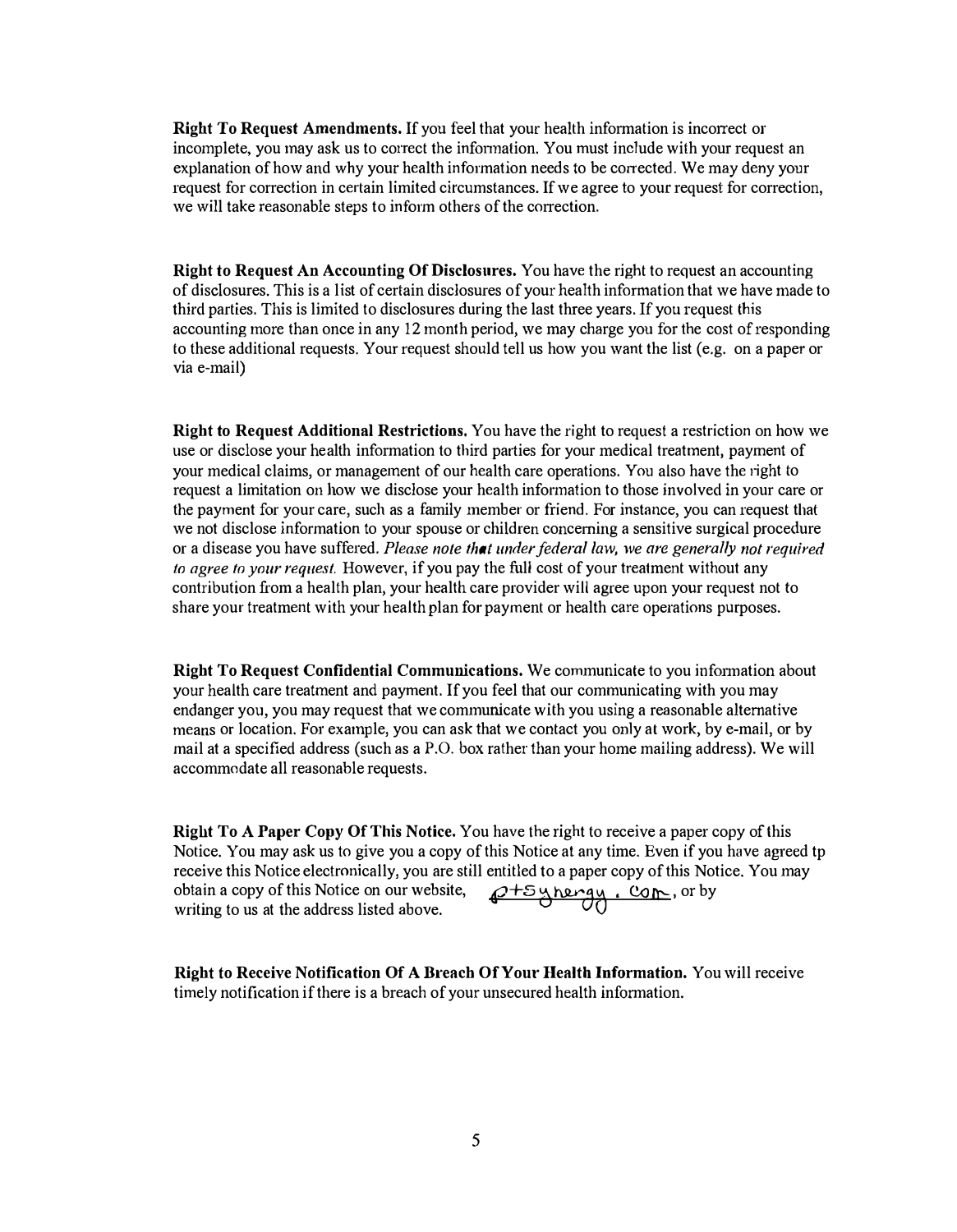**Right To Request Amendments.** If you feel that your health information is incorrect or incomplete, you may ask us to correct the information. You must include with your request an explanation of how and why your health information needs to be corrected. We may deny your request for correction in certain limited circumstances. If we agree to your request for correction, we will take reasonable steps to inform others of the correction.

**Right to Request An Accounting Of Disclosures.** You have the right to request an accounting of disclosures. This is a list of certain disclosures of your health information that we have made to third parties. This is limited to disclosures during the last three years. If you request this accounting more than once in any 12 month period, we may charge you for the cost of responding to these additional requests. Your request should tell us how you want the list (e.g. on a paper or via e-mail)

**Right to Request Additional Restrictions.** You have the right to request a restriction on how we use or disclose your health information to third parties for your medical treatment, payment of your medical claims, or management of our health care operations. You also have the right to request a limitation on how we disclose your health information to those involved in your care or the payment for your care, such as a family member or friend. For instance, you can request that we not disclose information to your spouse or children concerning a sensitive surgical procedure or a disease you have suffered. *Please note that under federal law, we are generally not required to agree to your request.* However, if you pay the full cost of your treatment without any contribution from a health plan, your health care provider will agree upon your request not to share your treatment with your health plan for payment or health care operations purposes.

**Right To Request Confidential Communications.** We communicate to you information about your health care treatment and payment. If you feel that our communicating with you may endanger you, you may request that we communicate with you using a reasonable alternative means or location. For example, you can ask that we contact you only at work, by e-mail, or by mail at a specified address (such as a P.O. box rather than your home mailing address). We will accommodate all reasonable requests.

**Right To A Paper Copy Of This Notice.** You have the right to receive a paper copy of this Notice. You may ask us to give you a copy of this Notice at any time. Even if you have agreed tp receive this Notice electronically, you are still entitled to a paper copy of this Notice. You may obtain a copy of this Notice on our website, ptsynergy.com, or by writing to us at the address listed above.

**Right to Receive Notification Of A Breach Of Your Health Information.** You will receive timely notification if there is a breach of your unsecured health information.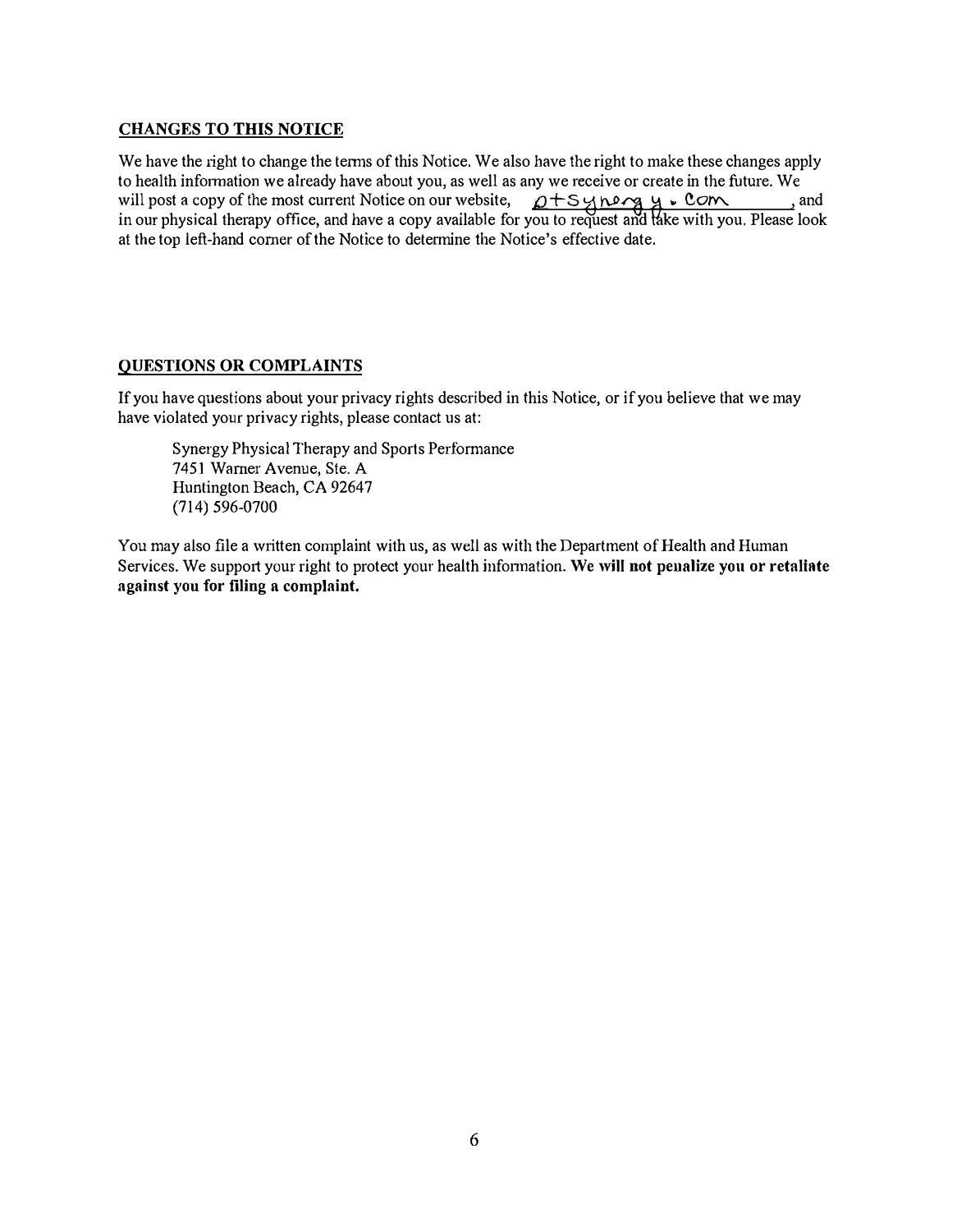## CHANGES TO THIS NOTICE

We have the right to change the terms of this Notice. We also have the right to make these changes apply to health information we already have about you, as well as any we receive or create in the future. We will post a copy of the most current Notice on our website, ptsynergy.com, and in our physical therapy office, and have a copy available for you to request and take with you. Please look at the top left-hand corner of the Notice to determine the Notice's effective date.

## QUESTIONS OR COMPLAINTS

If you have questions about your privacy rights described in this Notice, or if you believe that we may have violated your privacy rights, please contact us at:

Synergy Physical Therapy and Sports Performance
7451 Warner Avenue, Ste. A
Huntington Beach, CA 92647
(714) 596-0700

You may also file a written complaint with us, as well as with the Department of Health and Human Services. We support your right to protect your health information. **We will not penalize you or retaliate against you for filing a complaint.**